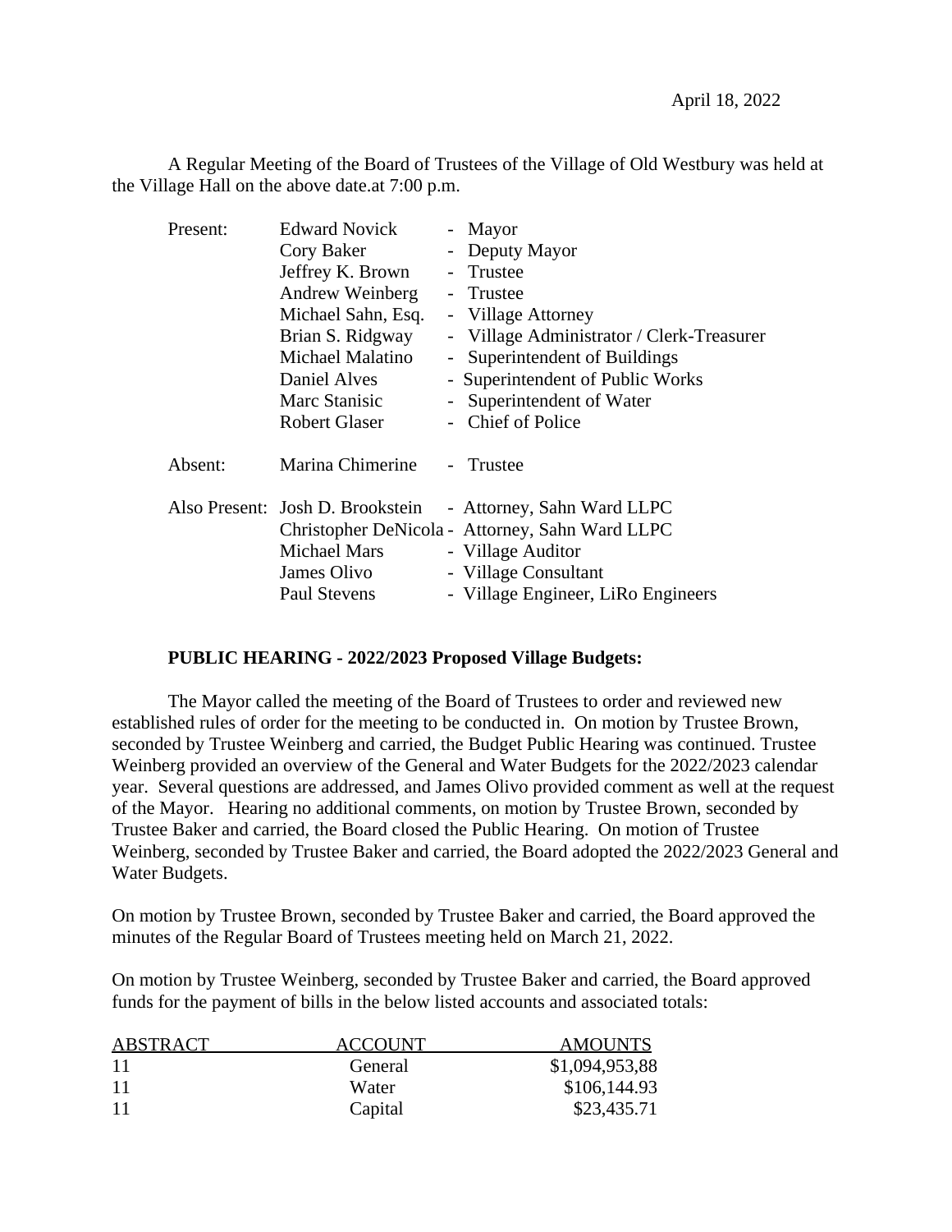April 18, 2022

A Regular Meeting of the Board of Trustees of the Village of Old Westbury was held at the Village Hall on the above date.at 7:00 p.m.

| | | |
|---|---|---|
| Present: | Edward Novick | - Mayor |
| | Cory Baker | - Deputy Mayor |
| | Jeffrey K. Brown | - Trustee |
| | Andrew Weinberg | - Trustee |
| | Michael Sahn, Esq. | - Village Attorney |
| | Brian S. Ridgway | - Village Administrator / Clerk-Treasurer |
| | Michael Malatino | - Superintendent of Buildings |
| | Daniel Alves | - Superintendent of Public Works |
| | Marc Stanisic | - Superintendent of Water |
| | Robert Glaser | - Chief of Police |
| Absent: | Marina Chimerine | - Trustee |
| Also Present: | Josh D. Brookstein | - Attorney, Sahn Ward LLPC |
| | Christopher DeNicola | - Attorney, Sahn Ward LLPC |
| | Michael Mars | - Village Auditor |
| | James Olivo | - Village Consultant |
| | Paul Stevens | - Village Engineer, LiRo Engineers |

**PUBLIC HEARING - 2022/2023 Proposed Village Budgets:**

The Mayor called the meeting of the Board of Trustees to order and reviewed new established rules of order for the meeting to be conducted in. On motion by Trustee Brown, seconded by Trustee Weinberg and carried, the Budget Public Hearing was continued. Trustee Weinberg provided an overview of the General and Water Budgets for the 2022/2023 calendar year. Several questions are addressed, and James Olivo provided comment as well at the request of the Mayor. Hearing no additional comments, on motion by Trustee Brown, seconded by Trustee Baker and carried, the Board closed the Public Hearing. On motion of Trustee Weinberg, seconded by Trustee Baker and carried, the Board adopted the 2022/2023 General and Water Budgets.

On motion by Trustee Brown, seconded by Trustee Baker and carried, the Board approved the minutes of the Regular Board of Trustees meeting held on March 21, 2022.

On motion by Trustee Weinberg, seconded by Trustee Baker and carried, the Board approved funds for the payment of bills in the below listed accounts and associated totals:

| ABSTRACT | ACCOUNT | AMOUNTS |
|---|---|---|
| 11 | General | $1,094,953,88 |
| 11 | Water | $106,144.93 |
| 11 | Capital | $23,435.71 |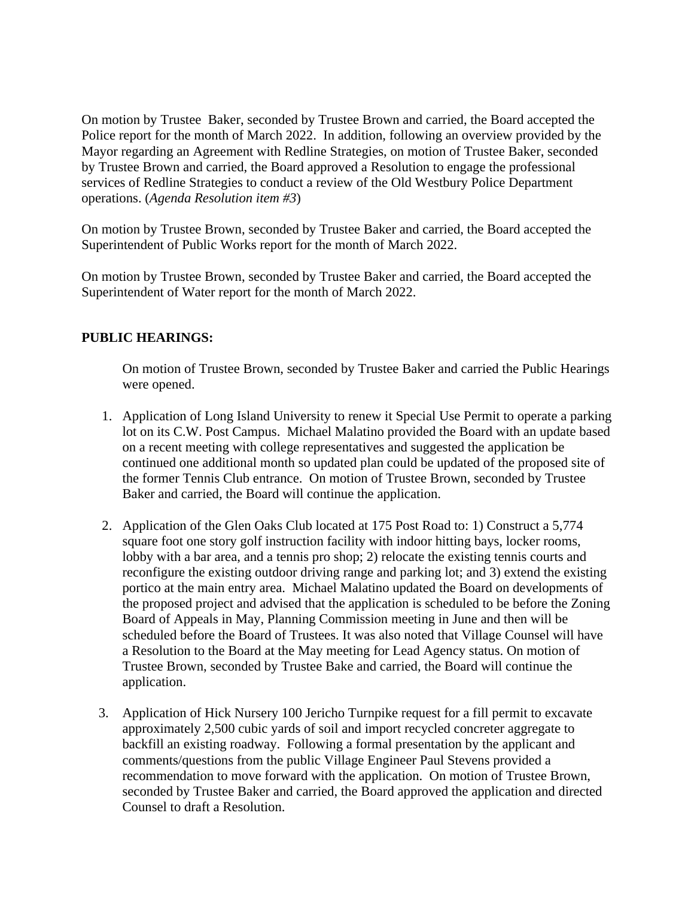On motion by Trustee  Baker, seconded by Trustee Brown and carried, the Board accepted the Police report for the month of March 2022.  In addition, following an overview provided by the Mayor regarding an Agreement with Redline Strategies, on motion of Trustee Baker, seconded by Trustee Brown and carried, the Board approved a Resolution to engage the professional services of Redline Strategies to conduct a review of the Old Westbury Police Department operations. (*Agenda Resolution item #3*)

On motion by Trustee Brown, seconded by Trustee Baker and carried, the Board accepted the Superintendent of Public Works report for the month of March 2022.

On motion by Trustee Brown, seconded by Trustee Baker and carried, the Board accepted the Superintendent of Water report for the month of March 2022.

**PUBLIC HEARINGS:**

On motion of Trustee Brown, seconded by Trustee Baker and carried the Public Hearings were opened.

1. Application of Long Island University to renew it Special Use Permit to operate a parking lot on its C.W. Post Campus.  Michael Malatino provided the Board with an update based on a recent meeting with college representatives and suggested the application be continued one additional month so updated plan could be updated of the proposed site of the former Tennis Club entrance.  On motion of Trustee Brown, seconded by Trustee Baker and carried, the Board will continue the application.

2. Application of the Glen Oaks Club located at 175 Post Road to: 1) Construct a 5,774 square foot one story golf instruction facility with indoor hitting bays, locker rooms, lobby with a bar area, and a tennis pro shop; 2) relocate the existing tennis courts and reconfigure the existing outdoor driving range and parking lot; and 3) extend the existing portico at the main entry area.  Michael Malatino updated the Board on developments of the proposed project and advised that the application is scheduled to be before the Zoning Board of Appeals in May, Planning Commission meeting in June and then will be scheduled before the Board of Trustees. It was also noted that Village Counsel will have a Resolution to the Board at the May meeting for Lead Agency status. On motion of Trustee Brown, seconded by Trustee Bake and carried, the Board will continue the application.

3. Application of Hick Nursery 100 Jericho Turnpike request for a fill permit to excavate approximately 2,500 cubic yards of soil and import recycled concreter aggregate to backfill an existing roadway.  Following a formal presentation by the applicant and comments/questions from the public Village Engineer Paul Stevens provided a recommendation to move forward with the application.  On motion of Trustee Brown, seconded by Trustee Baker and carried, the Board approved the application and directed Counsel to draft a Resolution.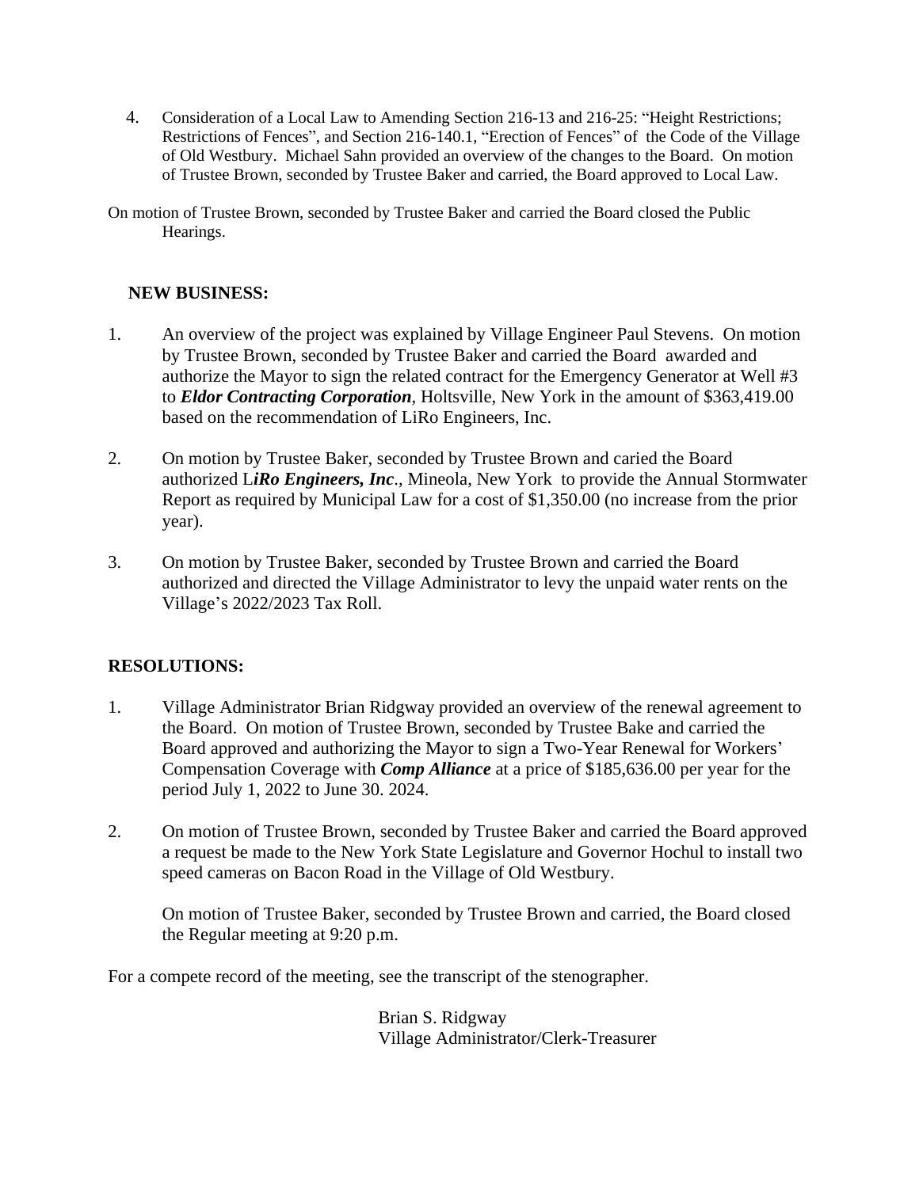4. Consideration of a Local Law to Amending Section 216-13 and 216-25: "Height Restrictions; Restrictions of Fences", and Section 216-140.1, "Erection of Fences" of the Code of the Village of Old Westbury. Michael Sahn provided an overview of the changes to the Board. On motion of Trustee Brown, seconded by Trustee Baker and carried, the Board approved to Local Law.

On motion of Trustee Brown, seconded by Trustee Baker and carried the Board closed the Public Hearings.

**NEW BUSINESS:**

1. An overview of the project was explained by Village Engineer Paul Stevens. On motion by Trustee Brown, seconded by Trustee Baker and carried the Board awarded and authorize the Mayor to sign the related contract for the Emergency Generator at Well #3 to ***Eldor Contracting Corporation***, Holtsville, New York in the amount of $363,419.00 based on the recommendation of LiRo Engineers, Inc.

2. On motion by Trustee Baker, seconded by Trustee Brown and caried the Board authorized L***iRo Engineers, Inc***., Mineola, New York to provide the Annual Stormwater Report as required by Municipal Law for a cost of $1,350.00 (no increase from the prior year).

3. On motion by Trustee Baker, seconded by Trustee Brown and carried the Board authorized and directed the Village Administrator to levy the unpaid water rents on the Village's 2022/2023 Tax Roll.

**RESOLUTIONS:**

1. Village Administrator Brian Ridgway provided an overview of the renewal agreement to the Board. On motion of Trustee Brown, seconded by Trustee Bake and carried the Board approved and authorizing the Mayor to sign a Two-Year Renewal for Workers' Compensation Coverage with ***Comp Alliance*** at a price of $185,636.00 per year for the period July 1, 2022 to June 30. 2024.

2. On motion of Trustee Brown, seconded by Trustee Baker and carried the Board approved a request be made to the New York State Legislature and Governor Hochul to install two speed cameras on Bacon Road in the Village of Old Westbury.

   On motion of Trustee Baker, seconded by Trustee Brown and carried, the Board closed the Regular meeting at 9:20 p.m.

For a compete record of the meeting, see the transcript of the stenographer.

Brian S. Ridgway
Village Administrator/Clerk-Treasurer